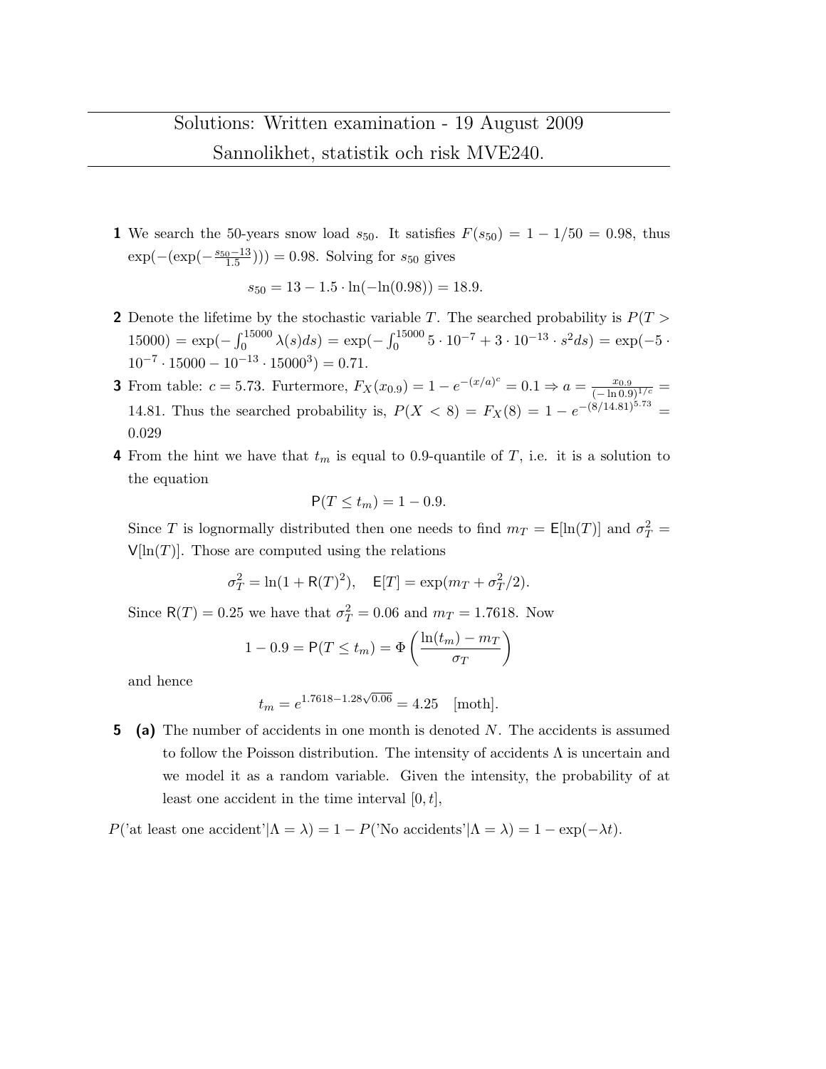# Solutions: Written examination - 19 August 2009

## Sannolikhet, statistik och risk MVE240.

**1** We search the 50-years snow load $s_{50}$. It satisfies $F(s_{50}) = 1 - 1/50 = 0.98$, thus $\exp(-(\exp(-\frac{s_{50}-13}{1.5}))) = 0.98$. Solving for $s_{50}$ gives

$$s_{50} = 13 - 1.5 \cdot \ln(-\ln(0.98)) = 18.9.$$

**2** Denote the lifetime by the stochastic variable $T$. The searched probability is $P(T > 15000) = \exp(-\int_0^{15000} \lambda(s)ds) = \exp(-\int_0^{15000} 5 \cdot 10^{-7} + 3 \cdot 10^{-13} \cdot s^2 ds) = \exp(-5 \cdot 10^{-7} \cdot 15000 - 10^{-13} \cdot 15000^3) = 0.71$.

**3** From table: $c = 5.73$. Furtermore, $F_X(x_{0.9}) = 1 - e^{-(x/a)^c} = 0.1 \Rightarrow a = \frac{x_{0.9}}{(-\ln 0.9)^{1/c}} = 14.81$. Thus the searched probability is, $P(X < 8) = F_X(8) = 1 - e^{-(8/14.81)^{5.73}} = 0.029$

**4** From the hint we have that $t_m$ is equal to 0.9-quantile of $T$, i.e. it is a solution to the equation

$$\mathsf{P}(T \leq t_m) = 1 - 0.9.$$

Since $T$ is lognormally distributed then one needs to find $m_T = \mathsf{E}[\ln(T)]$ and $\sigma_T^2 = \mathsf{V}[\ln(T)]$. Those are computed using the relations

$$\sigma_T^2 = \ln(1 + \mathsf{R}(T)^2), \quad \mathsf{E}[T] = \exp(m_T + \sigma_T^2/2).$$

Since $\mathsf{R}(T) = 0.25$ we have that $\sigma_T^2 = 0.06$ and $m_T = 1.7618$. Now

$$1 - 0.9 = \mathsf{P}(T \leq t_m) = \Phi\left(\frac{\ln(t_m) - m_T}{\sigma_T}\right)$$

and hence

$$t_m = e^{1.7618 - 1.28\sqrt{0.06}} = 4.25 \quad \text{[moth]}.$$

**5** **(a)** The number of accidents in one month is denoted $N$. The accidents is assumed to follow the Poisson distribution. The intensity of accidents $\Lambda$ is uncertain and we model it as a random variable. Given the intensity, the probability of at least one accident in the time interval $[0, t]$,

$$P(\text{'at least one accident'}|\Lambda = \lambda) = 1 - P(\text{'No accidents'}|\Lambda = \lambda) = 1 - \exp(-\lambda t).$$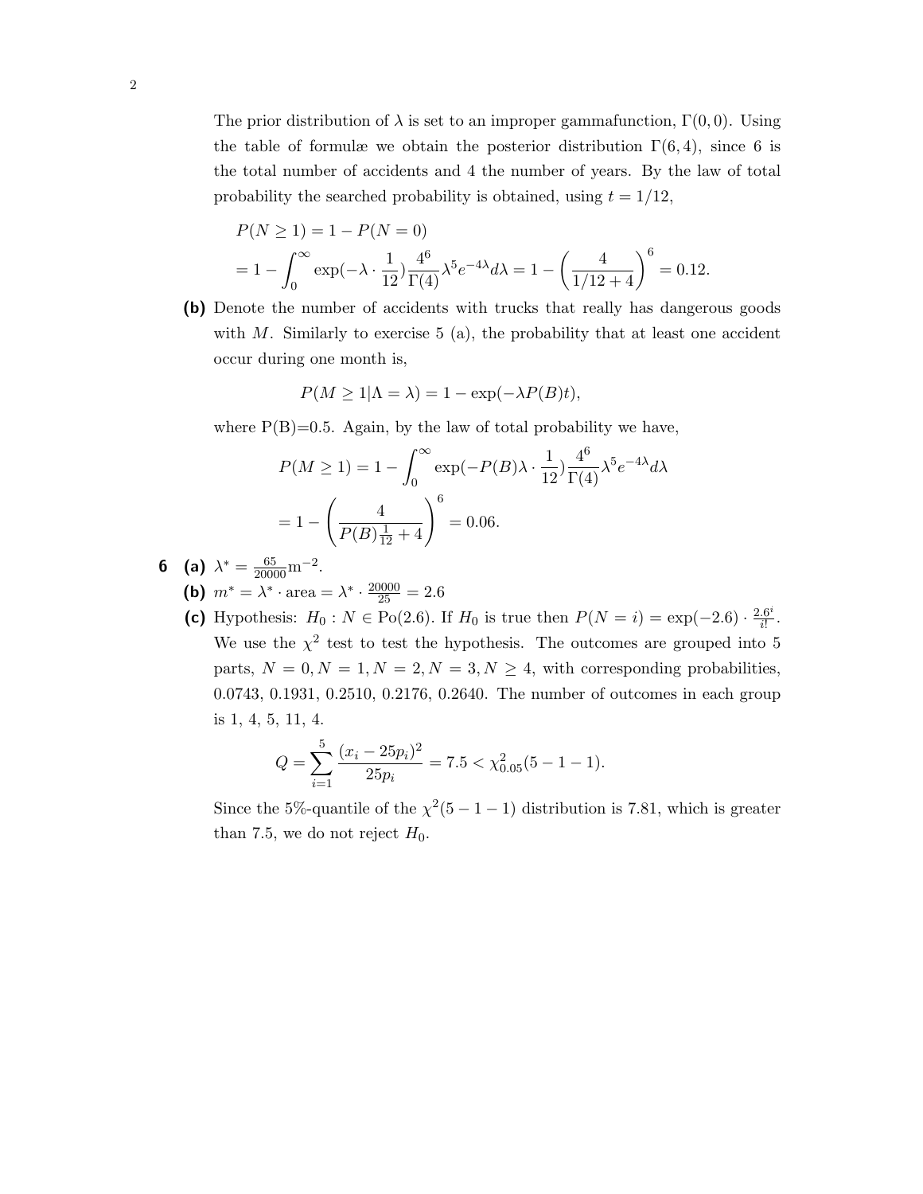The prior distribution of $\lambda$ is set to an improper gammafunction, $\Gamma(0,0)$. Using the table of formulæ we obtain the posterior distribution $\Gamma(6,4)$, since 6 is the total number of accidents and 4 the number of years. By the law of total probability the searched probability is obtained, using $t = 1/12$,

$$
\begin{aligned}
P(N \geq 1) &= 1 - P(N = 0) \\
&= 1 - \int_0^\infty \exp(-\lambda \cdot \frac{1}{12}) \frac{4^6}{\Gamma(4)} \lambda^5 e^{-4\lambda} d\lambda = 1 - \left( \frac{4}{1/12 + 4} \right)^6 = 0.12.
\end{aligned}
$$

**(b)** Denote the number of accidents with trucks that really has dangerous goods with $M$. Similarly to exercise 5 (a), the probability that at least one accident occur during one month is,

$$
P(M \geq 1 | \Lambda = \lambda) = 1 - \exp(-\lambda P(B) t),
$$

where P(B)=0.5. Again, by the law of total probability we have,

$$
\begin{aligned}
P(M \geq 1) &= 1 - \int_0^\infty \exp(-P(B)\lambda \cdot \frac{1}{12}) \frac{4^6}{\Gamma(4)} \lambda^5 e^{-4\lambda} d\lambda \\
&= 1 - \left( \frac{4}{P(B)\frac{1}{12} + 4} \right)^6 = 0.06.
\end{aligned}
$$

**6** **(a)** $\lambda^* = \frac{65}{20000} \text{m}^{-2}$.

**(b)** $m^* = \lambda^* \cdot \text{area} = \lambda^* \cdot \frac{20000}{25} = 2.6$

**(c)** Hypothesis: $H_0 : N \in \text{Po}(2.6)$. If $H_0$ is true then $P(N = i) = \exp(-2.6) \cdot \frac{2.6^i}{i!}$. We use the $\chi^2$ test to test the hypothesis. The outcomes are grouped into 5 parts, $N = 0, N = 1, N = 2, N = 3, N \geq 4$, with corresponding probabilities, 0.0743, 0.1931, 0.2510, 0.2176, 0.2640. The number of outcomes in each group is 1, 4, 5, 11, 4.

$$
Q = \sum_{i=1}^{5} \frac{(x_i - 25p_i)^2}{25p_i} = 7.5 < \chi^2_{0.05}(5 - 1 - 1).
$$

Since the 5%-quantile of the $\chi^2(5 - 1 - 1)$ distribution is 7.81, which is greater than 7.5, we do not reject $H_0$.